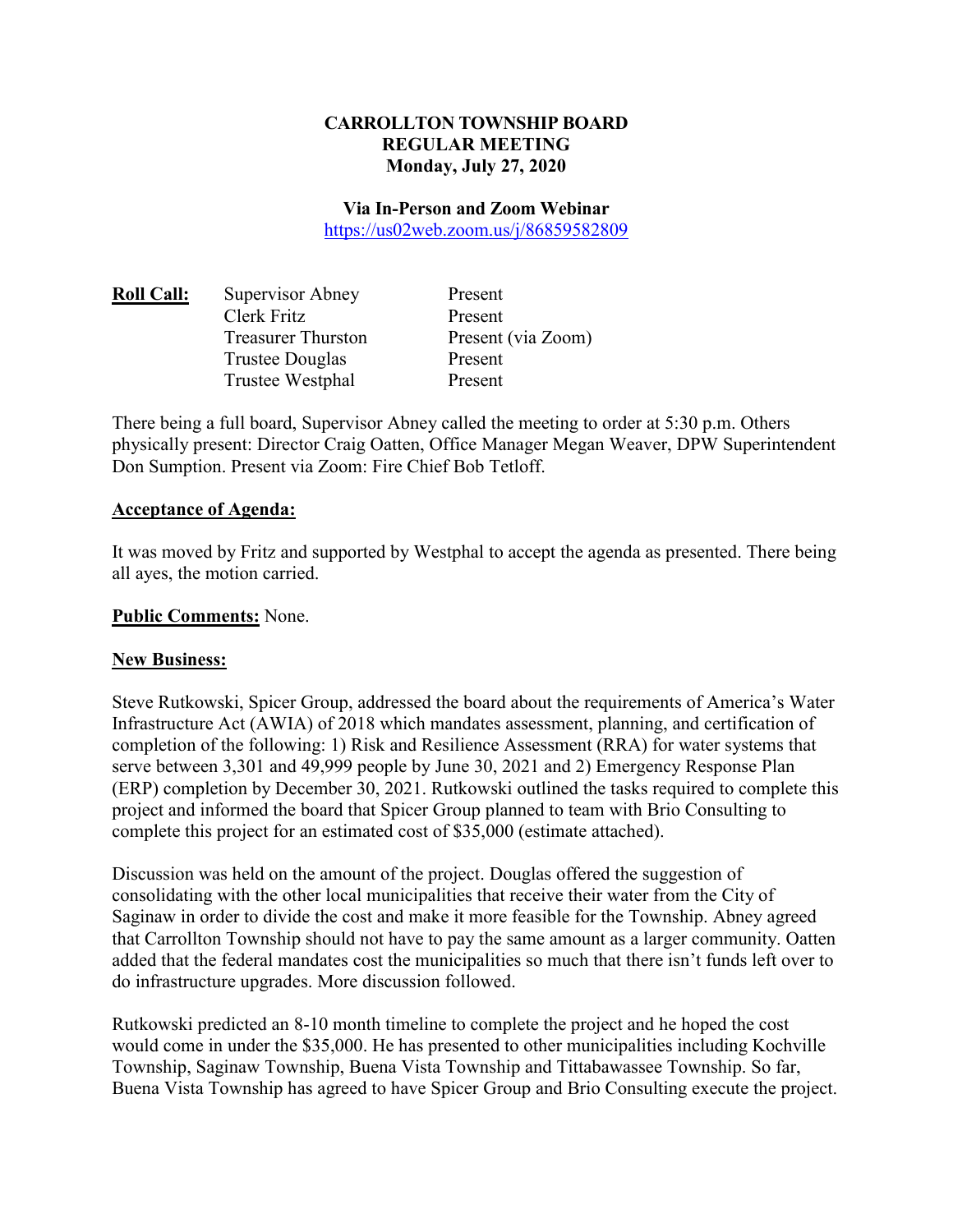**CARROLLTON TOWNSHIP BOARD**
**REGULAR MEETING**
**Monday, July 27, 2020**

**Via In-Person and Zoom Webinar**
https://us02web.zoom.us/j/86859582809

| **Roll Call:** | | |
|---|---|---|
| | Supervisor Abney | Present |
| | Clerk Fritz | Present |
| | Treasurer Thurston | Present (via Zoom) |
| | Trustee Douglas | Present |
| | Trustee Westphal | Present |

There being a full board, Supervisor Abney called the meeting to order at 5:30 p.m. Others physically present: Director Craig Oatten, Office Manager Megan Weaver, DPW Superintendent Don Sumption. Present via Zoom: Fire Chief Bob Tetloff.

**Acceptance of Agenda:**

It was moved by Fritz and supported by Westphal to accept the agenda as presented. There being all ayes, the motion carried.

**Public Comments:** None.

**New Business:**

Steve Rutkowski, Spicer Group, addressed the board about the requirements of America's Water Infrastructure Act (AWIA) of 2018 which mandates assessment, planning, and certification of completion of the following: 1) Risk and Resilience Assessment (RRA) for water systems that serve between 3,301 and 49,999 people by June 30, 2021 and 2) Emergency Response Plan (ERP) completion by December 30, 2021. Rutkowski outlined the tasks required to complete this project and informed the board that Spicer Group planned to team with Brio Consulting to complete this project for an estimated cost of $35,000 (estimate attached).

Discussion was held on the amount of the project. Douglas offered the suggestion of consolidating with the other local municipalities that receive their water from the City of Saginaw in order to divide the cost and make it more feasible for the Township. Abney agreed that Carrollton Township should not have to pay the same amount as a larger community. Oatten added that the federal mandates cost the municipalities so much that there isn't funds left over to do infrastructure upgrades. More discussion followed.

Rutkowski predicted an 8-10 month timeline to complete the project and he hoped the cost would come in under the $35,000. He has presented to other municipalities including Kochville Township, Saginaw Township, Buena Vista Township and Tittabawassee Township. So far, Buena Vista Township has agreed to have Spicer Group and Brio Consulting execute the project.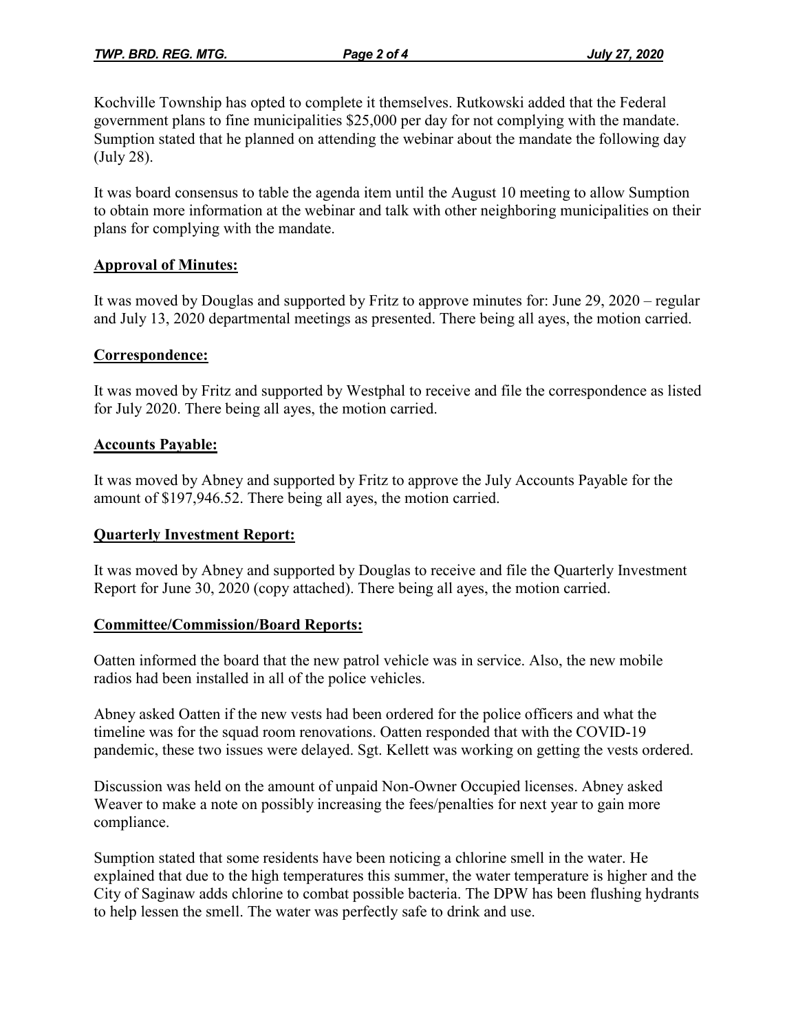Kochville Township has opted to complete it themselves. Rutkowski added that the Federal government plans to fine municipalities $25,000 per day for not complying with the mandate. Sumption stated that he planned on attending the webinar about the mandate the following day (July 28).

It was board consensus to table the agenda item until the August 10 meeting to allow Sumption to obtain more information at the webinar and talk with other neighboring municipalities on their plans for complying with the mandate.

**Approval of Minutes:**

It was moved by Douglas and supported by Fritz to approve minutes for: June 29, 2020 – regular and July 13, 2020 departmental meetings as presented. There being all ayes, the motion carried.

**Correspondence:**

It was moved by Fritz and supported by Westphal to receive and file the correspondence as listed for July 2020. There being all ayes, the motion carried.

**Accounts Payable:**

It was moved by Abney and supported by Fritz to approve the July Accounts Payable for the amount of $197,946.52. There being all ayes, the motion carried.

**Quarterly Investment Report:**

It was moved by Abney and supported by Douglas to receive and file the Quarterly Investment Report for June 30, 2020 (copy attached). There being all ayes, the motion carried.

**Committee/Commission/Board Reports:**

Oatten informed the board that the new patrol vehicle was in service. Also, the new mobile radios had been installed in all of the police vehicles.

Abney asked Oatten if the new vests had been ordered for the police officers and what the timeline was for the squad room renovations. Oatten responded that with the COVID-19 pandemic, these two issues were delayed. Sgt. Kellett was working on getting the vests ordered.

Discussion was held on the amount of unpaid Non-Owner Occupied licenses. Abney asked Weaver to make a note on possibly increasing the fees/penalties for next year to gain more compliance.

Sumption stated that some residents have been noticing a chlorine smell in the water. He explained that due to the high temperatures this summer, the water temperature is higher and the City of Saginaw adds chlorine to combat possible bacteria. The DPW has been flushing hydrants to help lessen the smell. The water was perfectly safe to drink and use.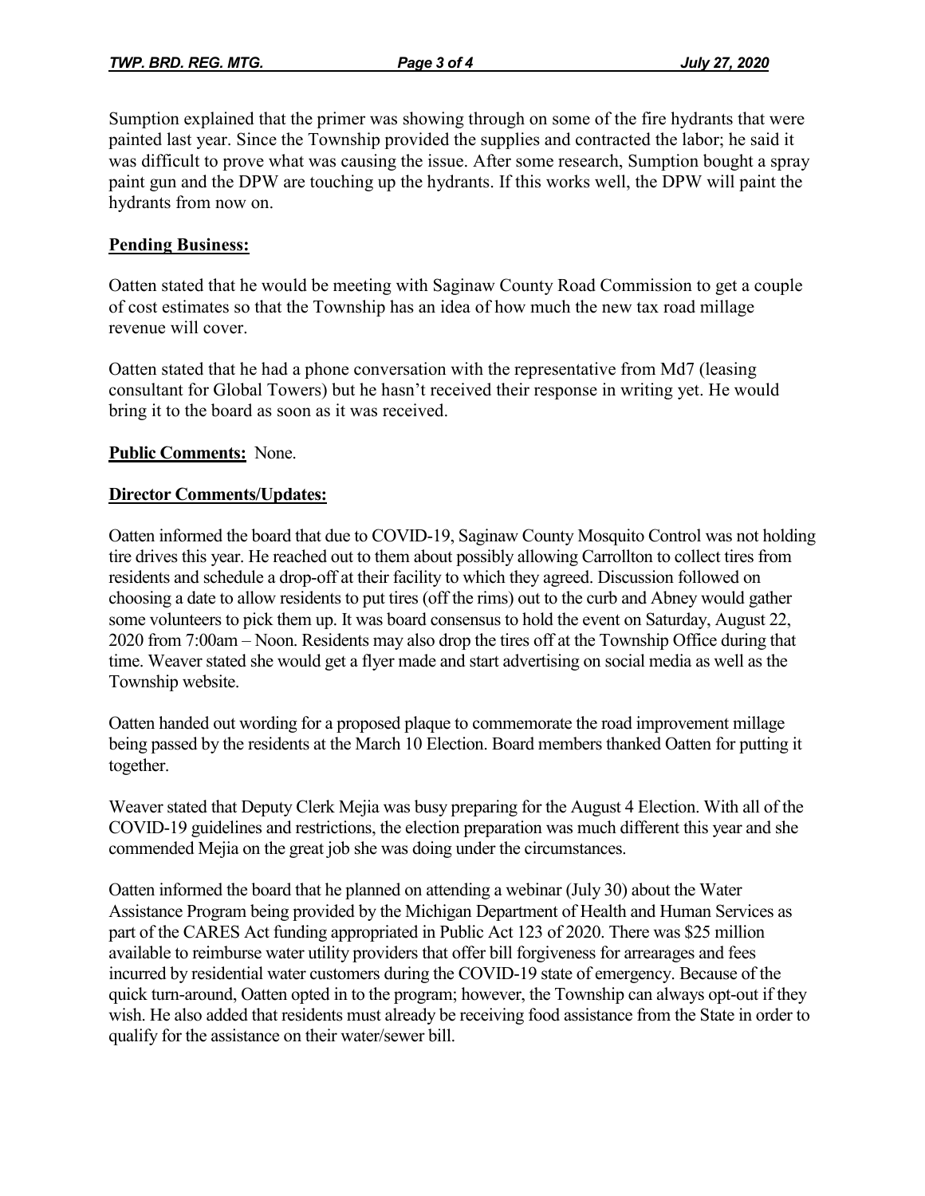Sumption explained that the primer was showing through on some of the fire hydrants that were painted last year. Since the Township provided the supplies and contracted the labor; he said it was difficult to prove what was causing the issue. After some research, Sumption bought a spray paint gun and the DPW are touching up the hydrants. If this works well, the DPW will paint the hydrants from now on.

**Pending Business:**

Oatten stated that he would be meeting with Saginaw County Road Commission to get a couple of cost estimates so that the Township has an idea of how much the new tax road millage revenue will cover.

Oatten stated that he had a phone conversation with the representative from Md7 (leasing consultant for Global Towers) but he hasn't received their response in writing yet. He would bring it to the board as soon as it was received.

**Public Comments:** None.

**Director Comments/Updates:**

Oatten informed the board that due to COVID-19, Saginaw County Mosquito Control was not holding tire drives this year. He reached out to them about possibly allowing Carrollton to collect tires from residents and schedule a drop-off at their facility to which they agreed. Discussion followed on choosing a date to allow residents to put tires (off the rims) out to the curb and Abney would gather some volunteers to pick them up. It was board consensus to hold the event on Saturday, August 22, 2020 from 7:00am – Noon. Residents may also drop the tires off at the Township Office during that time. Weaver stated she would get a flyer made and start advertising on social media as well as the Township website.

Oatten handed out wording for a proposed plaque to commemorate the road improvement millage being passed by the residents at the March 10 Election. Board members thanked Oatten for putting it together.

Weaver stated that Deputy Clerk Mejia was busy preparing for the August 4 Election. With all of the COVID-19 guidelines and restrictions, the election preparation was much different this year and she commended Mejia on the great job she was doing under the circumstances.

Oatten informed the board that he planned on attending a webinar (July 30) about the Water Assistance Program being provided by the Michigan Department of Health and Human Services as part of the CARES Act funding appropriated in Public Act 123 of 2020. There was $25 million available to reimburse water utility providers that offer bill forgiveness for arrearages and fees incurred by residential water customers during the COVID-19 state of emergency. Because of the quick turn-around, Oatten opted in to the program; however, the Township can always opt-out if they wish. He also added that residents must already be receiving food assistance from the State in order to qualify for the assistance on their water/sewer bill.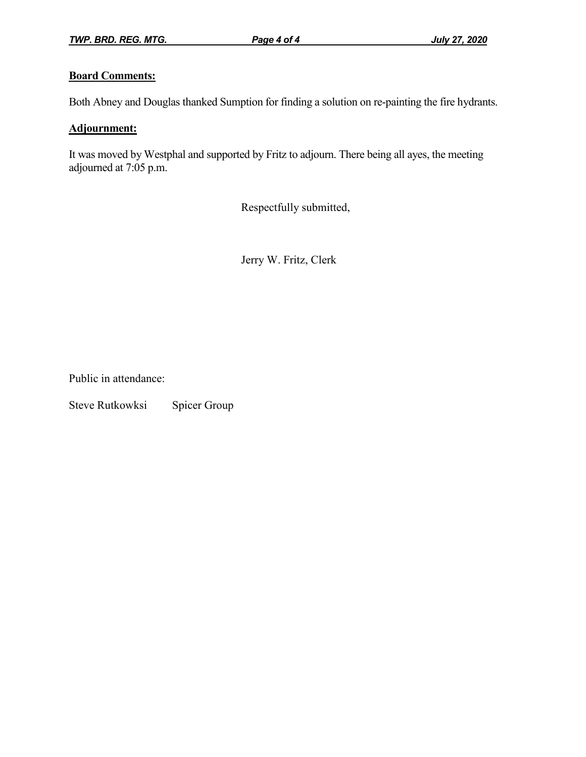**Board Comments:**

Both Abney and Douglas thanked Sumption for finding a solution on re-painting the fire hydrants.

**Adjournment:**

It was moved by Westphal and supported by Fritz to adjourn. There being all ayes, the meeting adjourned at 7:05 p.m.

Respectfully submitted,

Jerry W. Fritz, Clerk

Public in attendance:

Steve Rutkowksi Spicer Group